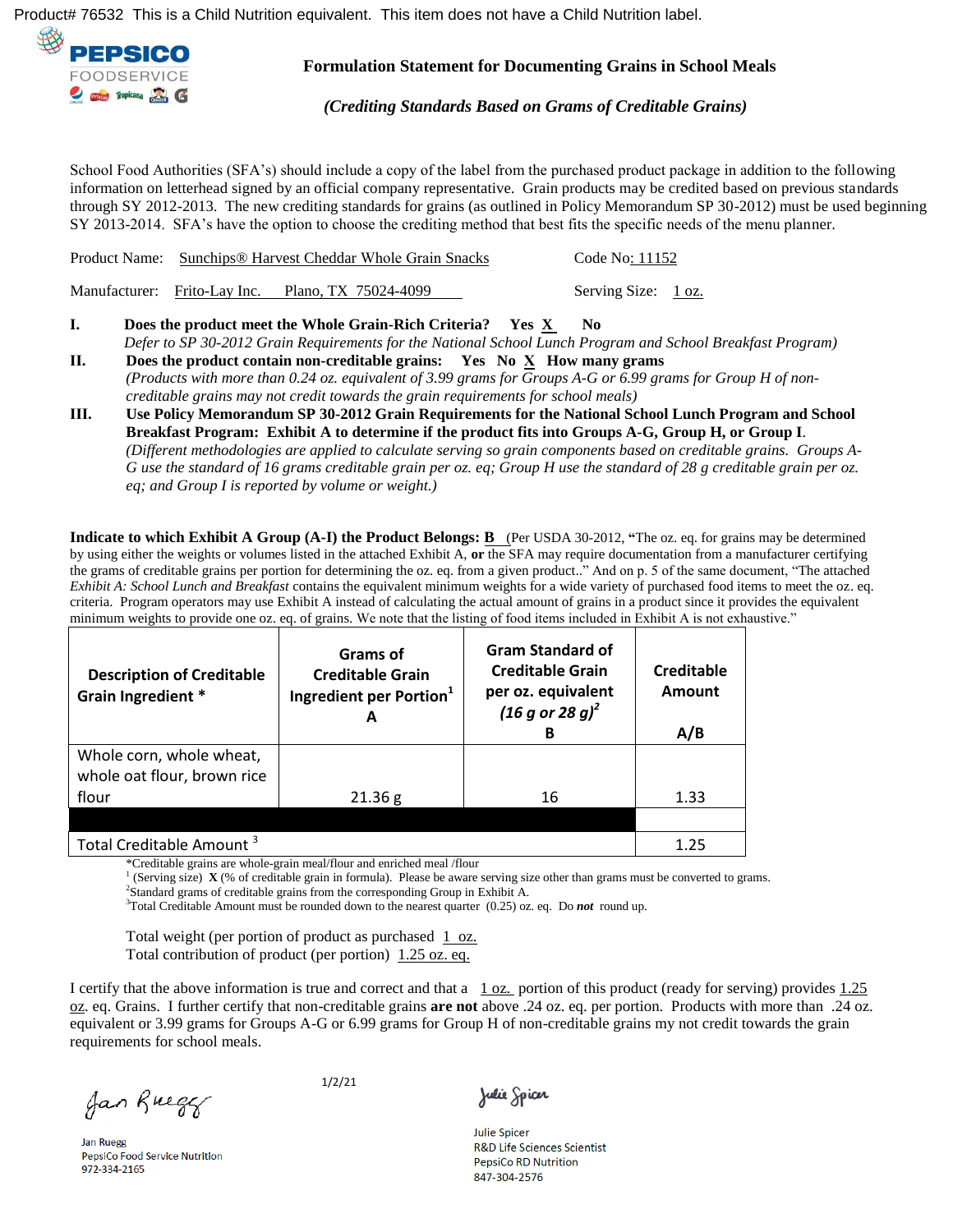Product# 76532 This is a Child Nutrition equivalent. This item does not have a Child Nutrition label.

PEPSICO FOODSERVICE

## Formulation Statement for Documenting Grains in School Meals

*(Crediting Standards Based on Grams of Creditable Grains)*

School Food Authorities (SFA's) should include a copy of the label from the purchased product package in addition to the following information on letterhead signed by an official company representative. Grain products may be credited based on previous standards through SY 2012-2013. The new crediting standards for grains (as outlined in Policy Memorandum SP 30-2012) must be used beginning SY 2013-2014. SFA's have the option to choose the crediting method that best fits the specific needs of the menu planner.

Product Name: Sunchips® Harvest Cheddar Whole Grain Snacks    Code No: 11152

Manufacturer: Frito-Lay Inc. Plano, TX 75024-4099    Serving Size: 1 oz.

**I. Does the product meet the Whole Grain-Rich Criteria? Yes X No**
*Defer to SP 30-2012 Grain Requirements for the National School Lunch Program and School Breakfast Program)*

**II. Does the product contain non-creditable grains: Yes No X How many grams**
*(Products with more than 0.24 oz. equivalent of 3.99 grams for Groups A-G or 6.99 grams for Group H of non-creditable grains may not credit towards the grain requirements for school meals)*

**III. Use Policy Memorandum SP 30-2012 Grain Requirements for the National School Lunch Program and School Breakfast Program: Exhibit A to determine if the product fits into Groups A-G, Group H, or Group I**.
*(Different methodologies are applied to calculate serving so grain components based on creditable grains. Groups A-G use the standard of 16 grams creditable grain per oz. eq; Group H use the standard of 28 g creditable grain per oz. eq; and Group I is reported by volume or weight.)*

**Indicate to which Exhibit A Group (A-I) the Product Belongs: B** (Per USDA 30-2012, **"**The oz. eq. for grains may be determined by using either the weights or volumes listed in the attached Exhibit A, **or** the SFA may require documentation from a manufacturer certifying the grams of creditable grains per portion for determining the oz. eq. from a given product.." And on p. 5 of the same document, "The attached *Exhibit A: School Lunch and Breakfast* contains the equivalent minimum weights for a wide variety of purchased food items to meet the oz. eq. criteria. Program operators may use Exhibit A instead of calculating the actual amount of grains in a product since it provides the equivalent minimum weights to provide one oz. eq. of grains. We note that the listing of food items included in Exhibit A is not exhaustive."

| Description of Creditable Grain Ingredient * | Grams of Creditable Grain Ingredient per Portion[1] A | Gram Standard of Creditable Grain per oz. equivalent (16 g or 28 g)[2] B | Creditable Amount A/B |
|---|---|---|---|
| Whole corn, whole wheat, whole oat flour, brown rice flour | 21.36 g | 16 | 1.33 |
| | | | |
| Total Creditable Amount [3] | | | 1.25 |

*Creditable grains are whole-grain meal/flour and enriched meal /flour
[1] (Serving size) **X** (% of creditable grain in formula). Please be aware serving size other than grams must be converted to grams.
[2] Standard grams of creditable grains from the corresponding Group in Exhibit A.
[3] Total Creditable Amount must be rounded down to the nearest quarter (0.25) oz. eq. Do ***not*** round up.

Total weight (per portion of product as purchased 1 oz.
Total contribution of product (per portion) 1.25 oz. eq.

I certify that the above information is true and correct and that a 1 oz. portion of this product (ready for serving) provides 1.25 oz. eq. Grains. I further certify that non-creditable grains **are not** above .24 oz. eq. per portion. Products with more than .24 oz. equivalent or 3.99 grams for Groups A-G or 6.99 grams for Group H of non-creditable grains my not credit towards the grain requirements for school meals.

1/2/21

Jan Ruegg
PepsiCo Food Service Nutrition
972-334-2165

Julie Spicer
R&D Life Sciences Scientist
PepsiCo RD Nutrition
847-304-2576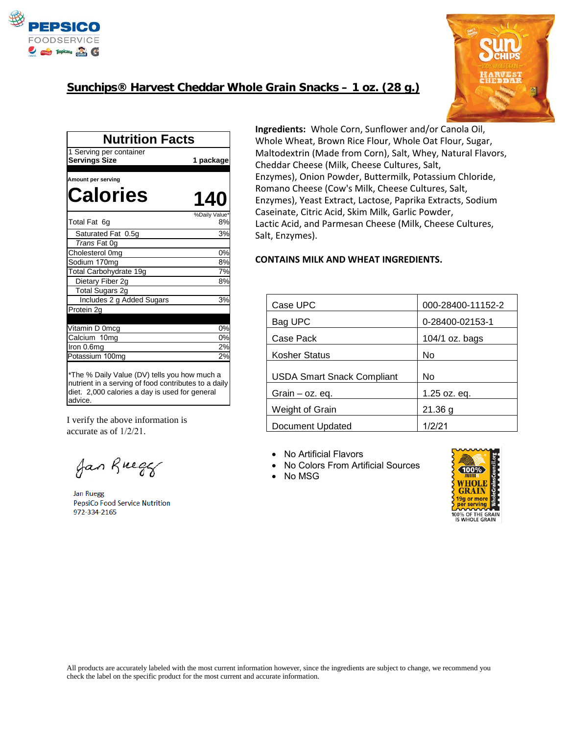# Sunchips® Harvest Cheddar Whole Grain Snacks – 1 oz. (28 g.)

## Nutrition Facts

1 Serving per container
**Servings Size** **1 package**

Amount per serving

| | | |
|---|---|---|
| **Calories** | **140** | |
| | | %Daily Value* |
| Total Fat 6g | | 8% |
| Saturated Fat 0.5g | | 3% |
| *Trans* Fat 0g | | |
| Cholesterol 0mg | | 0% |
| Sodium 170mg | | 8% |
| Total Carbohydrate 19g | | 7% |
| Dietary Fiber 2g | | 8% |
| Total Sugars 2g | | |
| Includes 2 g Added Sugars | | 3% |
| Protein 2g | | |
| Vitamin D 0mcg | | 0% |
| Calcium 10mg | | 0% |
| Iron 0.6mg | | 2% |
| Potassium 100mg | | 2% |

*The % Daily Value (DV) tells you how much a nutrient in a serving of food contributes to a daily diet. 2,000 calories a day is used for general advice.

I verify the above information is accurate as of 1/2/21.

Jan Ruegg
PepsiCo Food Service Nutrition
972-334-2165

**Ingredients:** Whole Corn, Sunflower and/or Canola Oil, Whole Wheat, Brown Rice Flour, Whole Oat Flour, Sugar, Maltodextrin (Made from Corn), Salt, Whey, Natural Flavors, Cheddar Cheese (Milk, Cheese Cultures, Salt, Enzymes), Onion Powder, Buttermilk, Potassium Chloride, Romano Cheese (Cow's Milk, Cheese Cultures, Salt, Enzymes), Yeast Extract, Lactose, Paprika Extracts, Sodium Caseinate, Citric Acid, Skim Milk, Garlic Powder, Lactic Acid, and Parmesan Cheese (Milk, Cheese Cultures, Salt, Enzymes).

**CONTAINS MILK AND WHEAT INGREDIENTS.**

| | |
|---|---|
| Case UPC | 000-28400-11152-2 |
| Bag UPC | 0-28400-02153-1 |
| Case Pack | 104/1 oz. bags |
| Kosher Status | No |
| USDA Smart Snack Compliant | No |
| Grain – oz. eq. | 1.25 oz. eq. |
| Weight of Grain | 21.36 g |
| Document Updated | 1/2/21 |

- No Artificial Flavors
- No Colors From Artificial Sources
- No MSG

100% WHOLE GRAIN
19g or more per serving
100% OF THE GRAIN IS WHOLE GRAIN
WholeGrainsCouncil.org

All products are accurately labeled with the most current information however, since the ingredients are subject to change, we recommend you check the label on the specific product for the most current and accurate information.